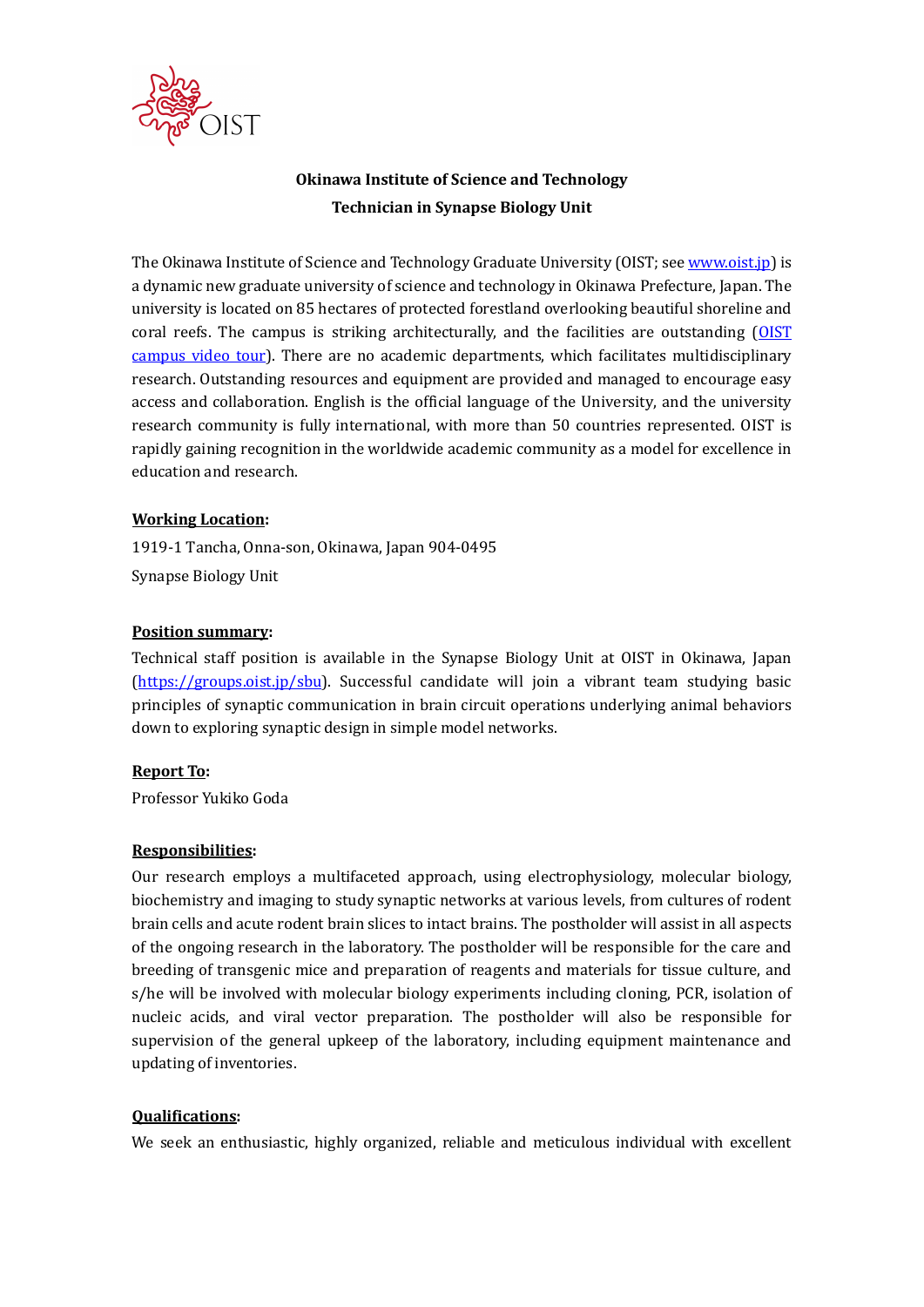**Okinawa Institute of Science and Technology**
**Technician in Synapse Biology Unit**

The Okinawa Institute of Science and Technology Graduate University (OIST; see [www.oist.jp](http://www.oist.jp)) is a dynamic new graduate university of science and technology in Okinawa Prefecture, Japan. The university is located on 85 hectares of protected forestland overlooking beautiful shoreline and coral reefs. The campus is striking architecturally, and the facilities are outstanding (OIST campus video tour). There are no academic departments, which facilitates multidisciplinary research. Outstanding resources and equipment are provided and managed to encourage easy access and collaboration. English is the official language of the University, and the university research community is fully international, with more than 50 countries represented. OIST is rapidly gaining recognition in the worldwide academic community as a model for excellence in education and research.

**Working Location:**

1919-1 Tancha, Onna-son, Okinawa, Japan 904-0495

Synapse Biology Unit

**Position summary:**

Technical staff position is available in the Synapse Biology Unit at OIST in Okinawa, Japan ([https://groups.oist.jp/sbu](https://groups.oist.jp/sbu)). Successful candidate will join a vibrant team studying basic principles of synaptic communication in brain circuit operations underlying animal behaviors down to exploring synaptic design in simple model networks.

**Report To:**

Professor Yukiko Goda

**Responsibilities:**

Our research employs a multifaceted approach, using electrophysiology, molecular biology, biochemistry and imaging to study synaptic networks at various levels, from cultures of rodent brain cells and acute rodent brain slices to intact brains. The postholder will assist in all aspects of the ongoing research in the laboratory. The postholder will be responsible for the care and breeding of transgenic mice and preparation of reagents and materials for tissue culture, and s/he will be involved with molecular biology experiments including cloning, PCR, isolation of nucleic acids, and viral vector preparation. The postholder will also be responsible for supervision of the general upkeep of the laboratory, including equipment maintenance and updating of inventories.

**Qualifications:**

We seek an enthusiastic, highly organized, reliable and meticulous individual with excellent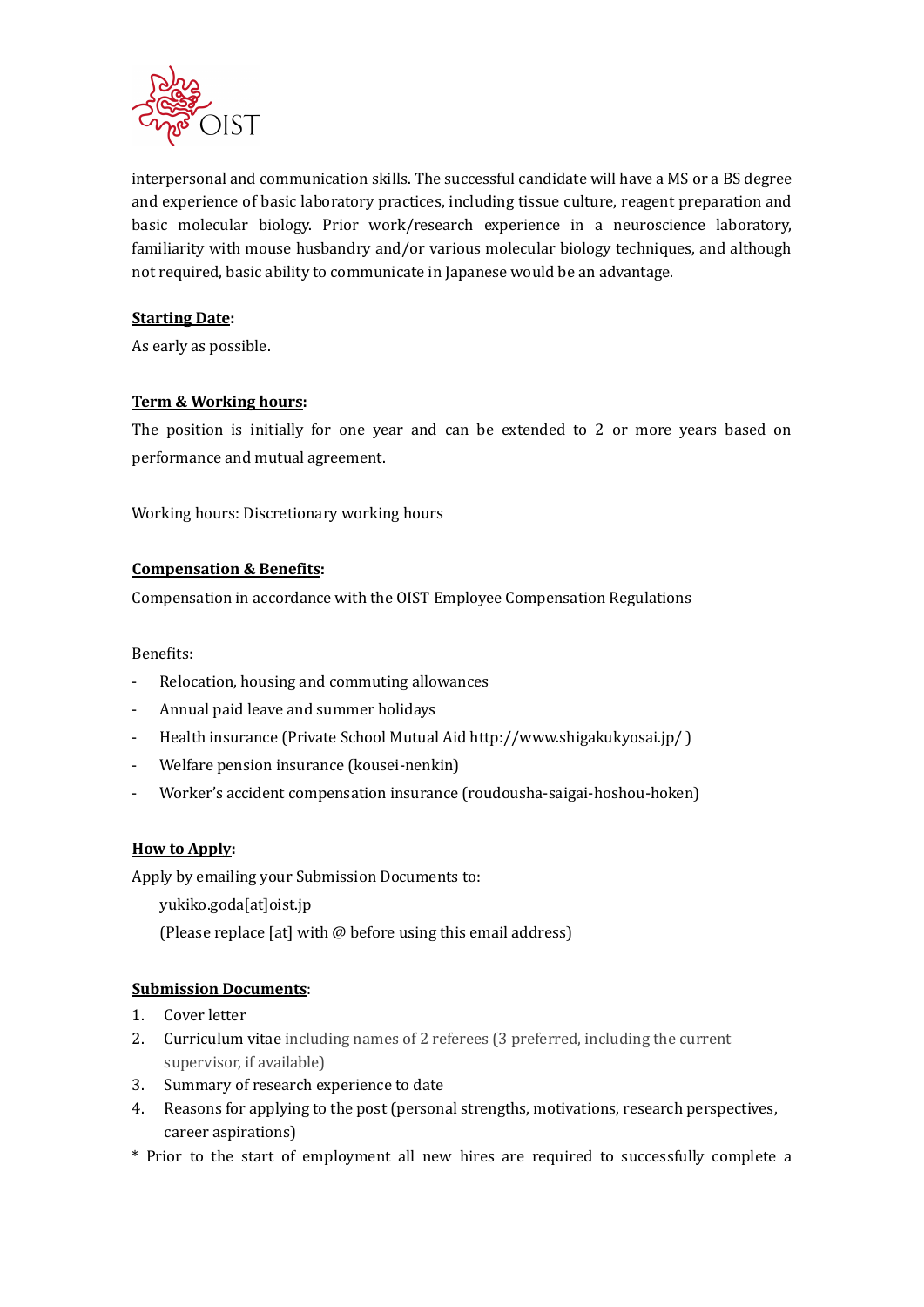interpersonal and communication skills. The successful candidate will have a MS or a BS degree and experience of basic laboratory practices, including tissue culture, reagent preparation and basic molecular biology. Prior work/research experience in a neuroscience laboratory, familiarity with mouse husbandry and/or various molecular biology techniques, and although not required, basic ability to communicate in Japanese would be an advantage.

**Starting Date:**

As early as possible.

**Term & Working hours:**

The position is initially for one year and can be extended to 2 or more years based on performance and mutual agreement.

Working hours: Discretionary working hours

**Compensation & Benefits:**

Compensation in accordance with the OIST Employee Compensation Regulations

Benefits:

- Relocation, housing and commuting allowances
- Annual paid leave and summer holidays
- Health insurance (Private School Mutual Aid http://www.shigakukyosai.jp/ )
- Welfare pension insurance (kousei-nenkin)
- Worker's accident compensation insurance (roudousha-saigai-hoshou-hoken)

**How to Apply:**

Apply by emailing your Submission Documents to:

yukiko.goda[at]oist.jp

(Please replace [at] with @ before using this email address)

**Submission Documents:**

1. Cover letter
2. Curriculum vitae including names of 2 referees (3 preferred, including the current supervisor, if available)
3. Summary of research experience to date
4. Reasons for applying to the post (personal strengths, motivations, research perspectives, career aspirations)

* Prior to the start of employment all new hires are required to successfully complete a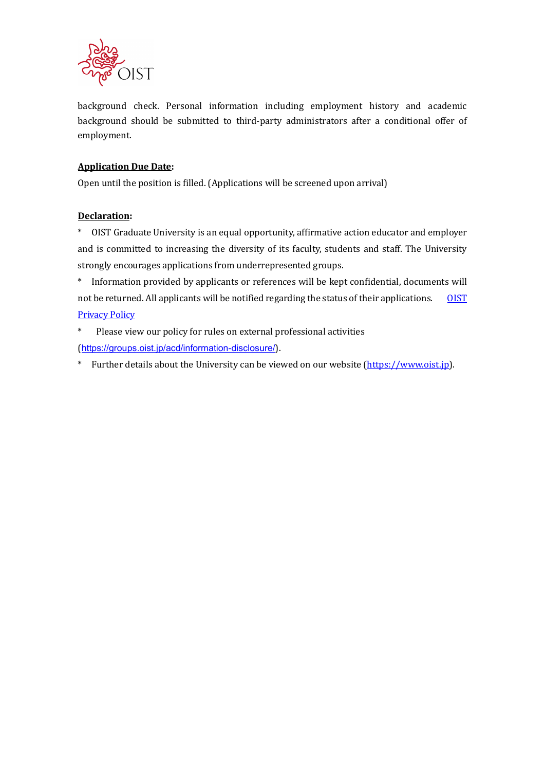background check. Personal information including employment history and academic background should be submitted to third-party administrators after a conditional offer of employment.

**Application Due Date:**

Open until the position is filled. (Applications will be screened upon arrival)

**Declaration:**

* OIST Graduate University is an equal opportunity, affirmative action educator and employer and is committed to increasing the diversity of its faculty, students and staff. The University strongly encourages applications from underrepresented groups.

* Information provided by applicants or references will be kept confidential, documents will not be returned. All applicants will be notified regarding the status of their applications. OIST Privacy Policy

* Please view our policy for rules on external professional activities (https://groups.oist.jp/acd/information-disclosure/).

* Further details about the University can be viewed on our website (https://www.oist.jp).